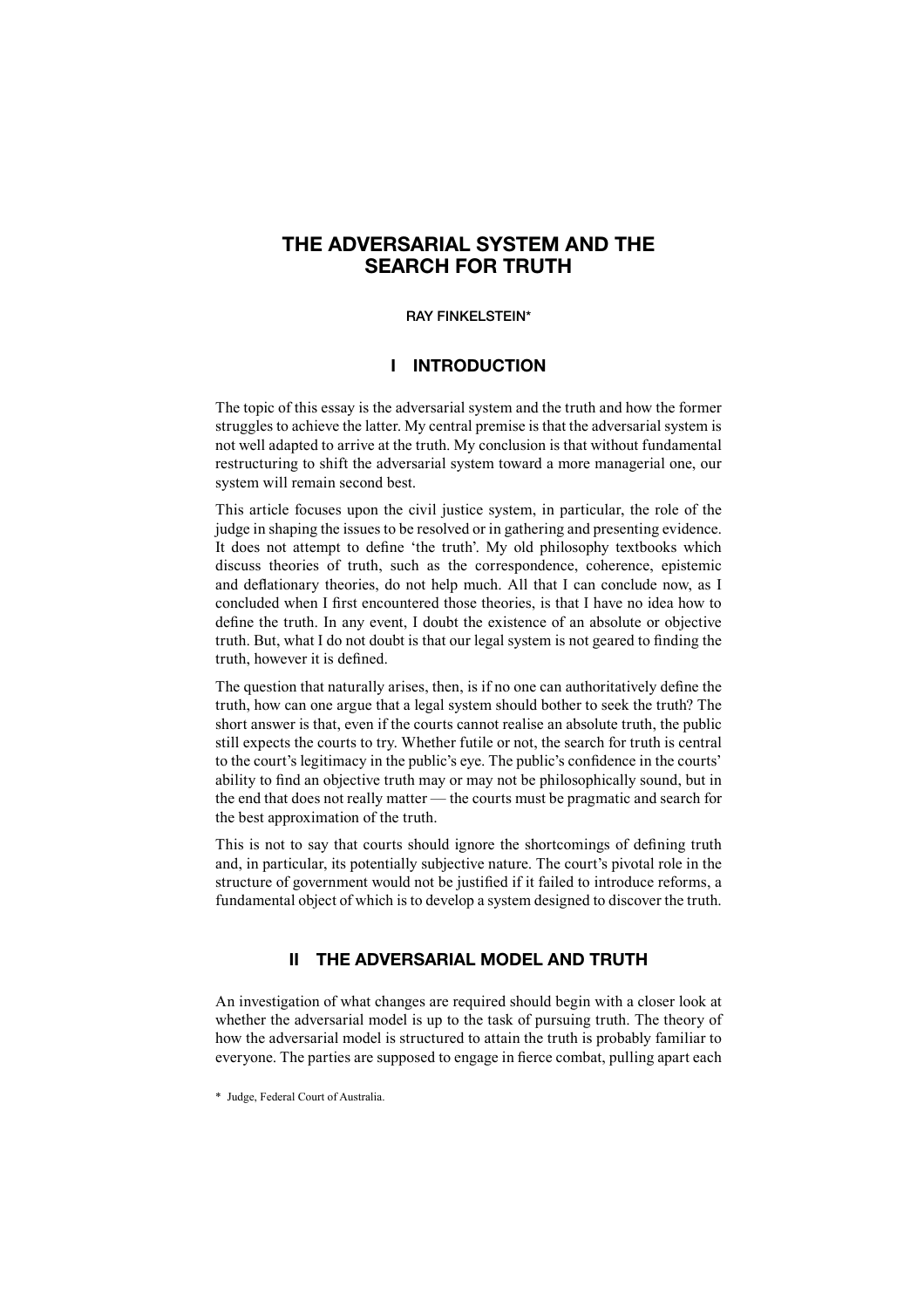# THE ADVERSARIAL SYSTEM AND THE SEARCH FOR TRUTH

RAY FINKELSTEIN*

## I INTRODUCTION

The topic of this essay is the adversarial system and the truth and how the former struggles to achieve the latter. My central premise is that the adversarial system is not well adapted to arrive at the truth. My conclusion is that without fundamental restructuring to shift the adversarial system toward a more managerial one, our system will remain second best.

This article focuses upon the civil justice system, in particular, the role of the judge in shaping the issues to be resolved or in gathering and presenting evidence. It does not attempt to define 'the truth'. My old philosophy textbooks which discuss theories of truth, such as the correspondence, coherence, epistemic and deflationary theories, do not help much. All that I can conclude now, as I concluded when I first encountered those theories, is that I have no idea how to define the truth. In any event, I doubt the existence of an absolute or objective truth. But, what I do not doubt is that our legal system is not geared to finding the truth, however it is defined.

The question that naturally arises, then, is if no one can authoritatively define the truth, how can one argue that a legal system should bother to seek the truth? The short answer is that, even if the courts cannot realise an absolute truth, the public still expects the courts to try. Whether futile or not, the search for truth is central to the court's legitimacy in the public's eye. The public's confidence in the courts' ability to find an objective truth may or may not be philosophically sound, but in the end that does not really matter — the courts must be pragmatic and search for the best approximation of the truth.

This is not to say that courts should ignore the shortcomings of defining truth and, in particular, its potentially subjective nature. The court's pivotal role in the structure of government would not be justified if it failed to introduce reforms, a fundamental object of which is to develop a system designed to discover the truth.

## II THE ADVERSARIAL MODEL AND TRUTH

An investigation of what changes are required should begin with a closer look at whether the adversarial model is up to the task of pursuing truth. The theory of how the adversarial model is structured to attain the truth is probably familiar to everyone. The parties are supposed to engage in fierce combat, pulling apart each

\* Judge, Federal Court of Australia.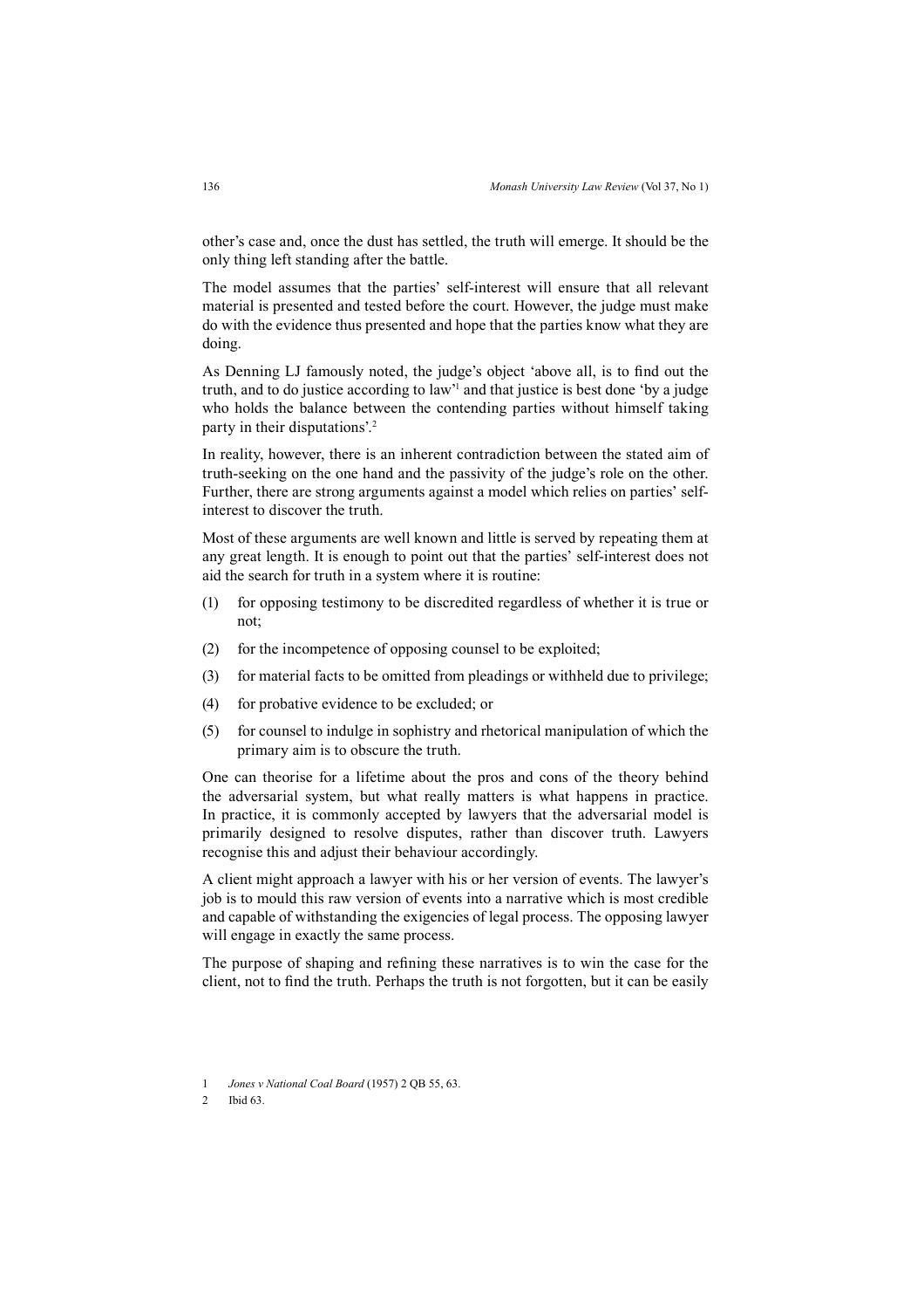other's case and, once the dust has settled, the truth will emerge. It should be the only thing left standing after the battle.

The model assumes that the parties' self-interest will ensure that all relevant material is presented and tested before the court. However, the judge must make do with the evidence thus presented and hope that the parties know what they are doing.

As Denning LJ famously noted, the judge's object 'above all, is to find out the truth, and to do justice according to law'[1] and that justice is best done 'by a judge who holds the balance between the contending parties without himself taking party in their disputations'.[2]

In reality, however, there is an inherent contradiction between the stated aim of truth-seeking on the one hand and the passivity of the judge's role on the other. Further, there are strong arguments against a model which relies on parties' self-interest to discover the truth.

Most of these arguments are well known and little is served by repeating them at any great length. It is enough to point out that the parties' self-interest does not aid the search for truth in a system where it is routine:

(1) for opposing testimony to be discredited regardless of whether it is true or not;

(2) for the incompetence of opposing counsel to be exploited;

(3) for material facts to be omitted from pleadings or withheld due to privilege;

(4) for probative evidence to be excluded; or

(5) for counsel to indulge in sophistry and rhetorical manipulation of which the primary aim is to obscure the truth.

One can theorise for a lifetime about the pros and cons of the theory behind the adversarial system, but what really matters is what happens in practice. In practice, it is commonly accepted by lawyers that the adversarial model is primarily designed to resolve disputes, rather than discover truth. Lawyers recognise this and adjust their behaviour accordingly.

A client might approach a lawyer with his or her version of events. The lawyer's job is to mould this raw version of events into a narrative which is most credible and capable of withstanding the exigencies of legal process. The opposing lawyer will engage in exactly the same process.

The purpose of shaping and refining these narratives is to win the case for the client, not to find the truth. Perhaps the truth is not forgotten, but it can be easily

1 *Jones v National Coal Board* (1957) 2 QB 55, 63.

2 Ibid 63.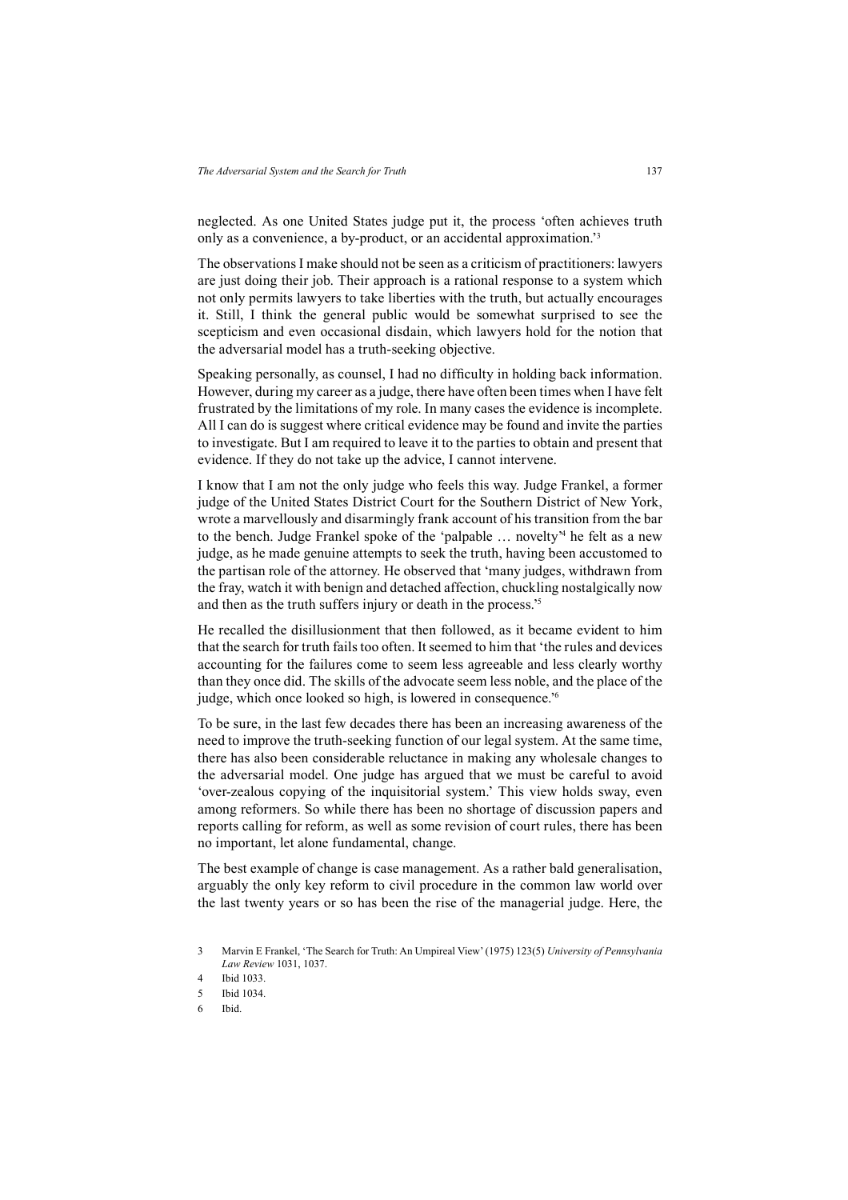neglected. As one United States judge put it, the process 'often achieves truth only as a convenience, a by-product, or an accidental approximation.'[3]

The observations I make should not be seen as a criticism of practitioners: lawyers are just doing their job. Their approach is a rational response to a system which not only permits lawyers to take liberties with the truth, but actually encourages it. Still, I think the general public would be somewhat surprised to see the scepticism and even occasional disdain, which lawyers hold for the notion that the adversarial model has a truth-seeking objective.

Speaking personally, as counsel, I had no difficulty in holding back information. However, during my career as a judge, there have often been times when I have felt frustrated by the limitations of my role. In many cases the evidence is incomplete. All I can do is suggest where critical evidence may be found and invite the parties to investigate. But I am required to leave it to the parties to obtain and present that evidence. If they do not take up the advice, I cannot intervene.

I know that I am not the only judge who feels this way. Judge Frankel, a former judge of the United States District Court for the Southern District of New York, wrote a marvellously and disarmingly frank account of his transition from the bar to the bench. Judge Frankel spoke of the 'palpable … novelty'[4] he felt as a new judge, as he made genuine attempts to seek the truth, having been accustomed to the partisan role of the attorney. He observed that 'many judges, withdrawn from the fray, watch it with benign and detached affection, chuckling nostalgically now and then as the truth suffers injury or death in the process.'[5]

He recalled the disillusionment that then followed, as it became evident to him that the search for truth fails too often. It seemed to him that 'the rules and devices accounting for the failures come to seem less agreeable and less clearly worthy than they once did. The skills of the advocate seem less noble, and the place of the judge, which once looked so high, is lowered in consequence.'[6]

To be sure, in the last few decades there has been an increasing awareness of the need to improve the truth-seeking function of our legal system. At the same time, there has also been considerable reluctance in making any wholesale changes to the adversarial model. One judge has argued that we must be careful to avoid 'over-zealous copying of the inquisitorial system.' This view holds sway, even among reformers. So while there has been no shortage of discussion papers and reports calling for reform, as well as some revision of court rules, there has been no important, let alone fundamental, change.

The best example of change is case management. As a rather bald generalisation, arguably the only key reform to civil procedure in the common law world over the last twenty years or so has been the rise of the managerial judge. Here, the

---

3 Marvin E Frankel, 'The Search for Truth: An Umpireal View' (1975) 123(5) *University of Pennsylvania Law Review* 1031, 1037.

4 Ibid 1033.

5 Ibid 1034.

6 Ibid.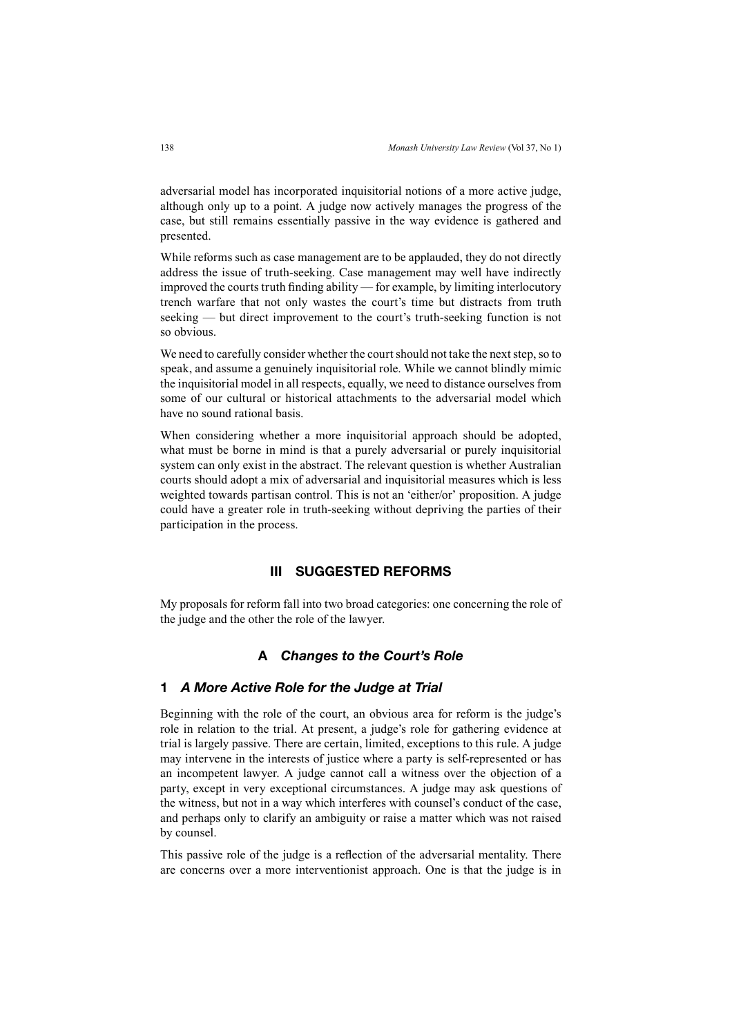adversarial model has incorporated inquisitorial notions of a more active judge, although only up to a point. A judge now actively manages the progress of the case, but still remains essentially passive in the way evidence is gathered and presented.

While reforms such as case management are to be applauded, they do not directly address the issue of truth-seeking. Case management may well have indirectly improved the courts truth finding ability — for example, by limiting interlocutory trench warfare that not only wastes the court's time but distracts from truth seeking — but direct improvement to the court's truth-seeking function is not so obvious.

We need to carefully consider whether the court should not take the next step, so to speak, and assume a genuinely inquisitorial role. While we cannot blindly mimic the inquisitorial model in all respects, equally, we need to distance ourselves from some of our cultural or historical attachments to the adversarial model which have no sound rational basis.

When considering whether a more inquisitorial approach should be adopted, what must be borne in mind is that a purely adversarial or purely inquisitorial system can only exist in the abstract. The relevant question is whether Australian courts should adopt a mix of adversarial and inquisitorial measures which is less weighted towards partisan control. This is not an 'either/or' proposition. A judge could have a greater role in truth-seeking without depriving the parties of their participation in the process.

## III SUGGESTED REFORMS

My proposals for reform fall into two broad categories: one concerning the role of the judge and the other the role of the lawyer.

### A *Changes to the Court's Role*

#### 1 *A More Active Role for the Judge at Trial*

Beginning with the role of the court, an obvious area for reform is the judge's role in relation to the trial. At present, a judge's role for gathering evidence at trial is largely passive. There are certain, limited, exceptions to this rule. A judge may intervene in the interests of justice where a party is self-represented or has an incompetent lawyer. A judge cannot call a witness over the objection of a party, except in very exceptional circumstances. A judge may ask questions of the witness, but not in a way which interferes with counsel's conduct of the case, and perhaps only to clarify an ambiguity or raise a matter which was not raised by counsel.

This passive role of the judge is a reflection of the adversarial mentality. There are concerns over a more interventionist approach. One is that the judge is in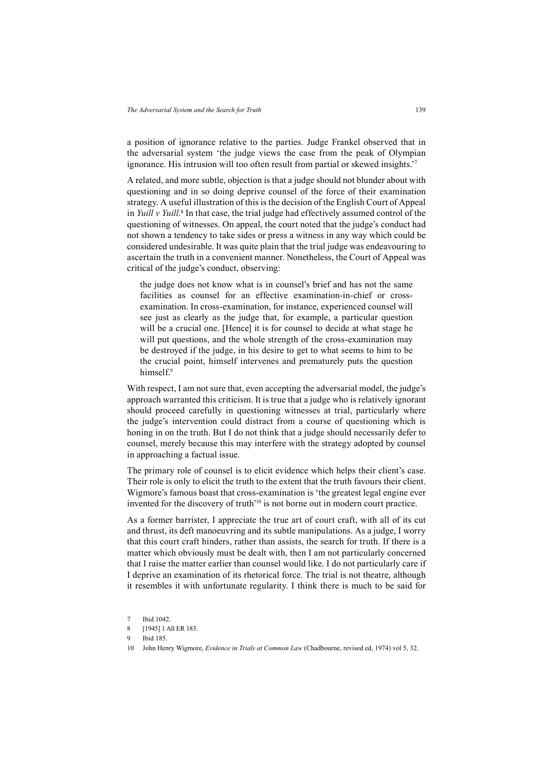a position of ignorance relative to the parties. Judge Frankel observed that in the adversarial system 'the judge views the case from the peak of Olympian ignorance. His intrusion will too often result from partial or skewed insights.'[7]

A related, and more subtle, objection is that a judge should not blunder about with questioning and in so doing deprive counsel of the force of their examination strategy. A useful illustration of this is the decision of the English Court of Appeal in *Yuill v Yuill*.[8] In that case, the trial judge had effectively assumed control of the questioning of witnesses. On appeal, the court noted that the judge's conduct had not shown a tendency to take sides or press a witness in any way which could be considered undesirable. It was quite plain that the trial judge was endeavouring to ascertain the truth in a convenient manner. Nonetheless, the Court of Appeal was critical of the judge's conduct, observing:

> the judge does not know what is in counsel's brief and has not the same facilities as counsel for an effective examination-in-chief or cross-examination. In cross-examination, for instance, experienced counsel will see just as clearly as the judge that, for example, a particular question will be a crucial one. [Hence] it is for counsel to decide at what stage he will put questions, and the whole strength of the cross-examination may be destroyed if the judge, in his desire to get to what seems to him to be the crucial point, himself intervenes and prematurely puts the question himself.[9]

With respect, I am not sure that, even accepting the adversarial model, the judge's approach warranted this criticism. It is true that a judge who is relatively ignorant should proceed carefully in questioning witnesses at trial, particularly where the judge's intervention could distract from a course of questioning which is honing in on the truth. But I do not think that a judge should necessarily defer to counsel, merely because this may interfere with the strategy adopted by counsel in approaching a factual issue.

The primary role of counsel is to elicit evidence which helps their client's case. Their role is only to elicit the truth to the extent that the truth favours their client. Wigmore's famous boast that cross-examination is 'the greatest legal engine ever invented for the discovery of truth'[10] is not borne out in modern court practice.

As a former barrister, I appreciate the true art of court craft, with all of its cut and thrust, its deft manoeuvring and its subtle manipulations. As a judge, I worry that this court craft hinders, rather than assists, the search for truth. If there is a matter which obviously must be dealt with, then I am not particularly concerned that I raise the matter earlier than counsel would like. I do not particularly care if I deprive an examination of its rhetorical force. The trial is not theatre, although it resembles it with unfortunate regularity. I think there is much to be said for

7 Ibid 1042.

8 [1945] 1 All ER 183.

9 Ibid 185.

10 John Henry Wigmore, *Evidence in Trials at Common Law* (Chadbourne, revised ed, 1974) vol 5, 32.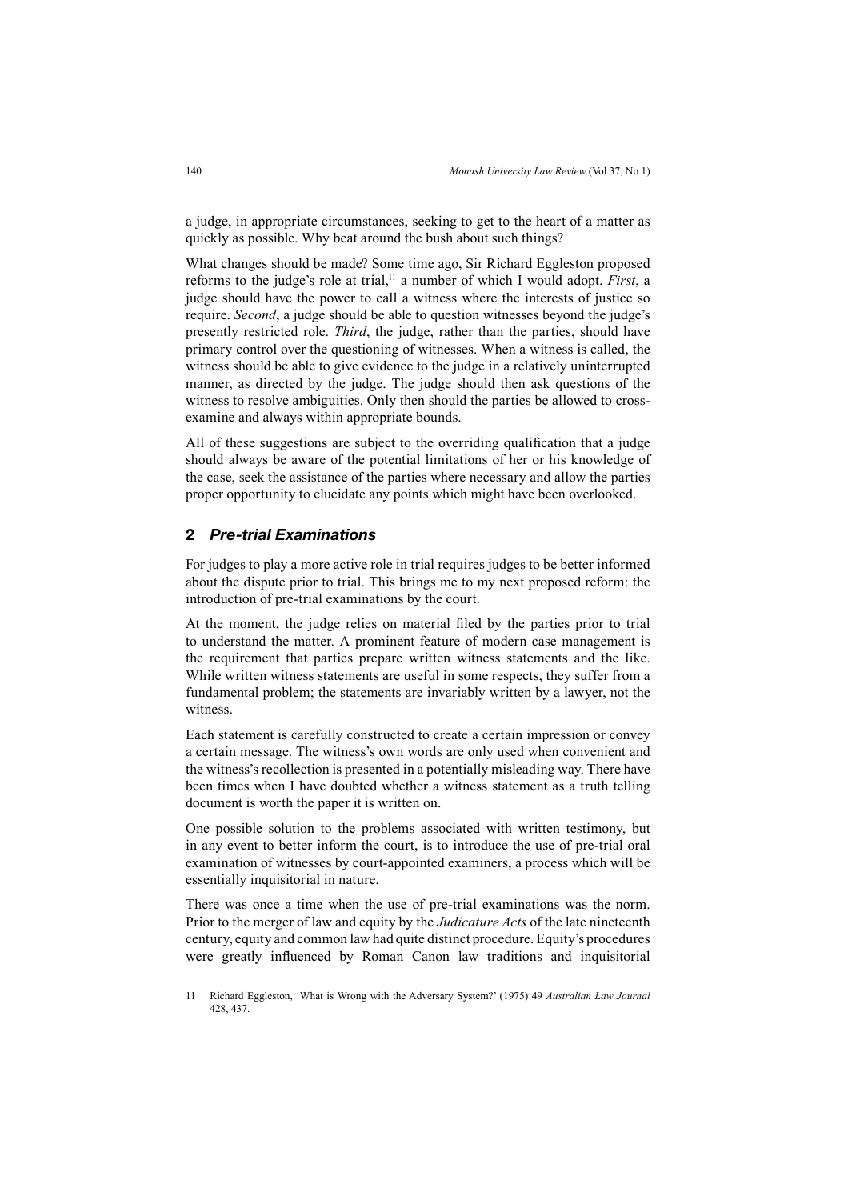a judge, in appropriate circumstances, seeking to get to the heart of a matter as quickly as possible. Why beat around the bush about such things?

What changes should be made? Some time ago, Sir Richard Eggleston proposed reforms to the judge's role at trial,[11] a number of which I would adopt. *First*, a judge should have the power to call a witness where the interests of justice so require. *Second*, a judge should be able to question witnesses beyond the judge's presently restricted role. *Third*, the judge, rather than the parties, should have primary control over the questioning of witnesses. When a witness is called, the witness should be able to give evidence to the judge in a relatively uninterrupted manner, as directed by the judge. The judge should then ask questions of the witness to resolve ambiguities. Only then should the parties be allowed to cross-examine and always within appropriate bounds.

All of these suggestions are subject to the overriding qualification that a judge should always be aware of the potential limitations of her or his knowledge of the case, seek the assistance of the parties where necessary and allow the parties proper opportunity to elucidate any points which might have been overlooked.

## 2 *Pre-trial Examinations*

For judges to play a more active role in trial requires judges to be better informed about the dispute prior to trial. This brings me to my next proposed reform: the introduction of pre-trial examinations by the court.

At the moment, the judge relies on material filed by the parties prior to trial to understand the matter. A prominent feature of modern case management is the requirement that parties prepare written witness statements and the like. While written witness statements are useful in some respects, they suffer from a fundamental problem; the statements are invariably written by a lawyer, not the witness.

Each statement is carefully constructed to create a certain impression or convey a certain message. The witness's own words are only used when convenient and the witness's recollection is presented in a potentially misleading way. There have been times when I have doubted whether a witness statement as a truth telling document is worth the paper it is written on.

One possible solution to the problems associated with written testimony, but in any event to better inform the court, is to introduce the use of pre-trial oral examination of witnesses by court-appointed examiners, a process which will be essentially inquisitorial in nature.

There was once a time when the use of pre-trial examinations was the norm. Prior to the merger of law and equity by the *Judicature Acts* of the late nineteenth century, equity and common law had quite distinct procedure. Equity's procedures were greatly influenced by Roman Canon law traditions and inquisitorial

11 Richard Eggleston, 'What is Wrong with the Adversary System?' (1975) 49 *Australian Law Journal* 428, 437.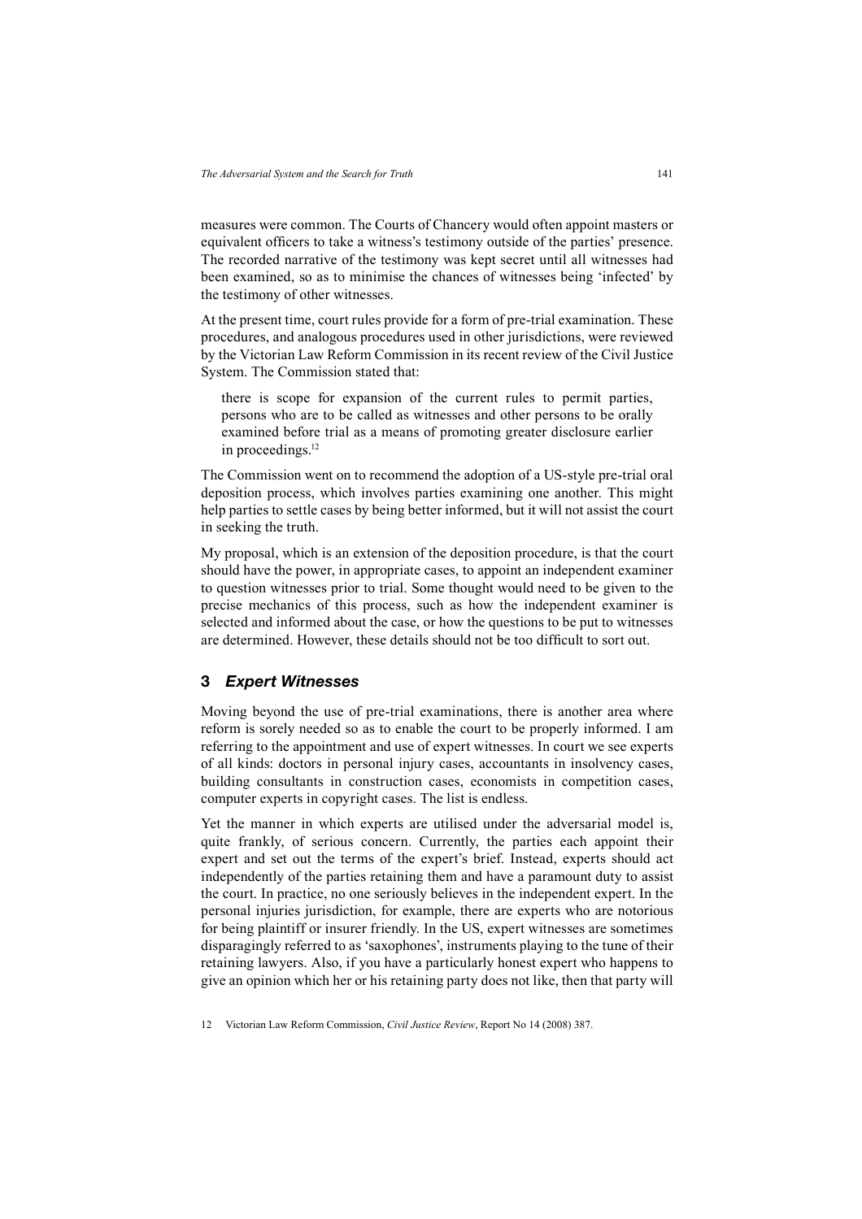measures were common. The Courts of Chancery would often appoint masters or equivalent officers to take a witness's testimony outside of the parties' presence. The recorded narrative of the testimony was kept secret until all witnesses had been examined, so as to minimise the chances of witnesses being 'infected' by the testimony of other witnesses.

At the present time, court rules provide for a form of pre-trial examination. These procedures, and analogous procedures used in other jurisdictions, were reviewed by the Victorian Law Reform Commission in its recent review of the Civil Justice System. The Commission stated that:

> there is scope for expansion of the current rules to permit parties, persons who are to be called as witnesses and other persons to be orally examined before trial as a means of promoting greater disclosure earlier in proceedings.[12]

The Commission went on to recommend the adoption of a US-style pre-trial oral deposition process, which involves parties examining one another. This might help parties to settle cases by being better informed, but it will not assist the court in seeking the truth.

My proposal, which is an extension of the deposition procedure, is that the court should have the power, in appropriate cases, to appoint an independent examiner to question witnesses prior to trial. Some thought would need to be given to the precise mechanics of this process, such as how the independent examiner is selected and informed about the case, or how the questions to be put to witnesses are determined. However, these details should not be too difficult to sort out.

## 3 *Expert Witnesses*

Moving beyond the use of pre-trial examinations, there is another area where reform is sorely needed so as to enable the court to be properly informed. I am referring to the appointment and use of expert witnesses. In court we see experts of all kinds: doctors in personal injury cases, accountants in insolvency cases, building consultants in construction cases, economists in competition cases, computer experts in copyright cases. The list is endless.

Yet the manner in which experts are utilised under the adversarial model is, quite frankly, of serious concern. Currently, the parties each appoint their expert and set out the terms of the expert's brief. Instead, experts should act independently of the parties retaining them and have a paramount duty to assist the court. In practice, no one seriously believes in the independent expert. In the personal injuries jurisdiction, for example, there are experts who are notorious for being plaintiff or insurer friendly. In the US, expert witnesses are sometimes disparagingly referred to as 'saxophones', instruments playing to the tune of their retaining lawyers. Also, if you have a particularly honest expert who happens to give an opinion which her or his retaining party does not like, then that party will

12 Victorian Law Reform Commission, *Civil Justice Review*, Report No 14 (2008) 387.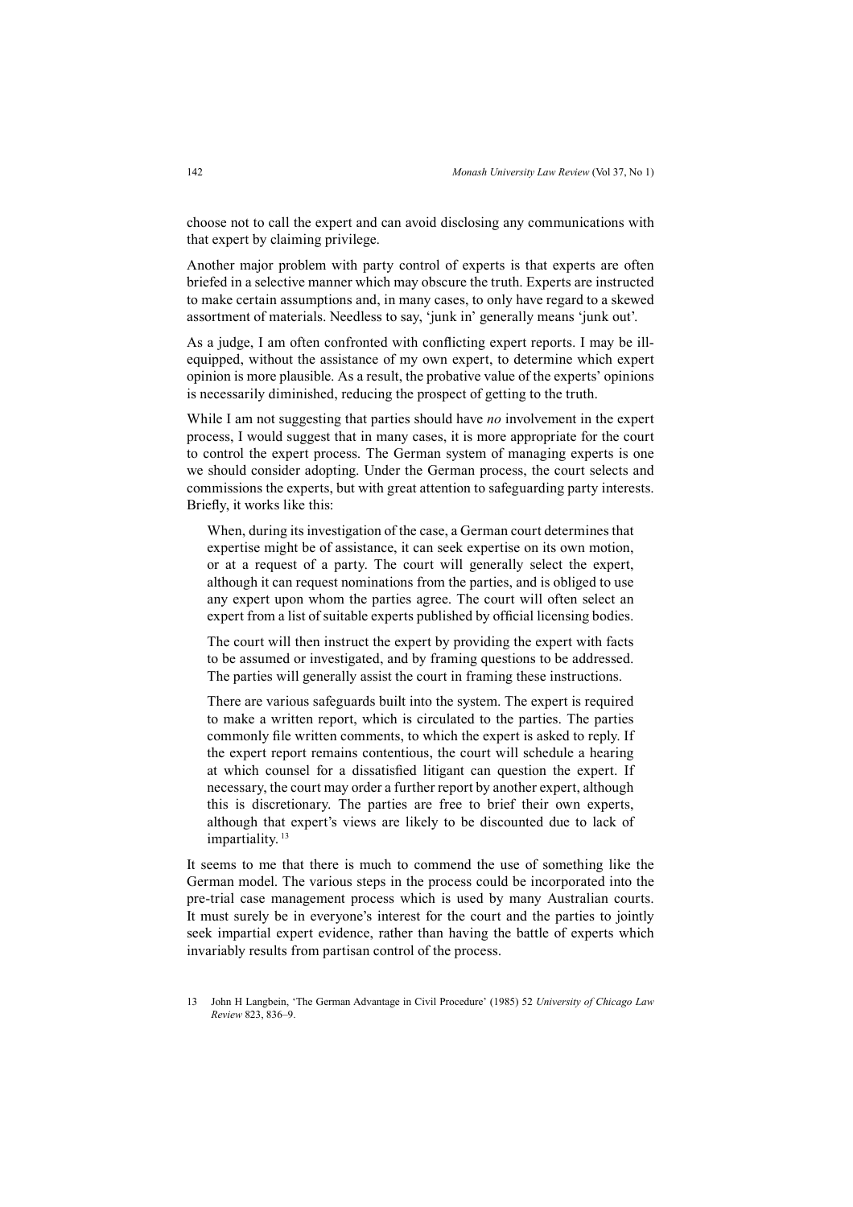choose not to call the expert and can avoid disclosing any communications with that expert by claiming privilege.

Another major problem with party control of experts is that experts are often briefed in a selective manner which may obscure the truth. Experts are instructed to make certain assumptions and, in many cases, to only have regard to a skewed assortment of materials. Needless to say, 'junk in' generally means 'junk out'.

As a judge, I am often confronted with conflicting expert reports. I may be ill-equipped, without the assistance of my own expert, to determine which expert opinion is more plausible. As a result, the probative value of the experts' opinions is necessarily diminished, reducing the prospect of getting to the truth.

While I am not suggesting that parties should have *no* involvement in the expert process, I would suggest that in many cases, it is more appropriate for the court to control the expert process. The German system of managing experts is one we should consider adopting. Under the German process, the court selects and commissions the experts, but with great attention to safeguarding party interests. Briefly, it works like this:

> When, during its investigation of the case, a German court determines that expertise might be of assistance, it can seek expertise on its own motion, or at a request of a party. The court will generally select the expert, although it can request nominations from the parties, and is obliged to use any expert upon whom the parties agree. The court will often select an expert from a list of suitable experts published by official licensing bodies.
>
> The court will then instruct the expert by providing the expert with facts to be assumed or investigated, and by framing questions to be addressed. The parties will generally assist the court in framing these instructions.
>
> There are various safeguards built into the system. The expert is required to make a written report, which is circulated to the parties. The parties commonly file written comments, to which the expert is asked to reply. If the expert report remains contentious, the court will schedule a hearing at which counsel for a dissatisfied litigant can question the expert. If necessary, the court may order a further report by another expert, although this is discretionary. The parties are free to brief their own experts, although that expert's views are likely to be discounted due to lack of impartiality.[13]

It seems to me that there is much to commend the use of something like the German model. The various steps in the process could be incorporated into the pre-trial case management process which is used by many Australian courts. It must surely be in everyone's interest for the court and the parties to jointly seek impartial expert evidence, rather than having the battle of experts which invariably results from partisan control of the process.

13 John H Langbein, 'The German Advantage in Civil Procedure' (1985) 52 *University of Chicago Law Review* 823, 836–9.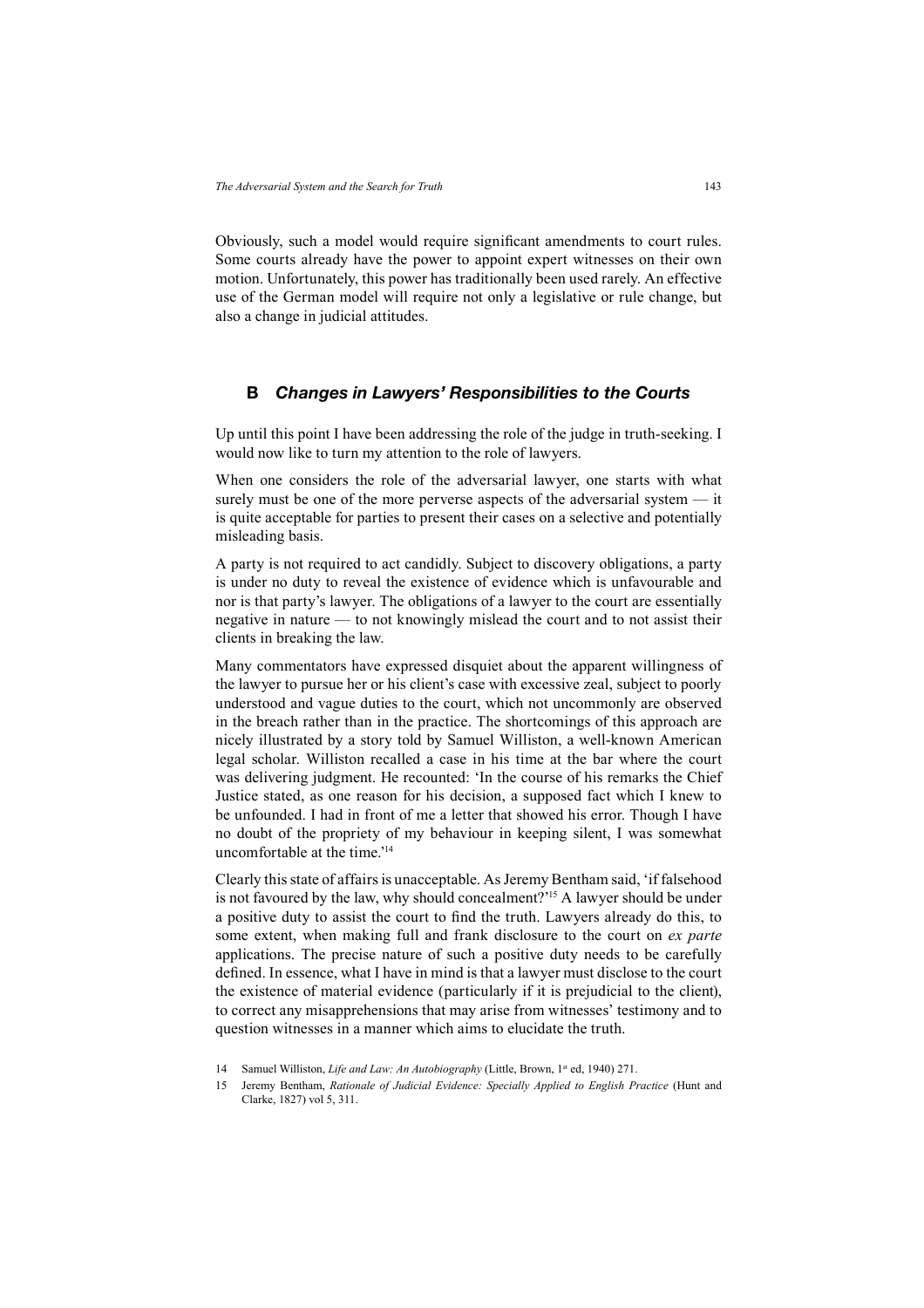Obviously, such a model would require significant amendments to court rules. Some courts already have the power to appoint expert witnesses on their own motion. Unfortunately, this power has traditionally been used rarely. An effective use of the German model will require not only a legislative or rule change, but also a change in judicial attitudes.

## B *Changes in Lawyers' Responsibilities to the Courts*

Up until this point I have been addressing the role of the judge in truth-seeking. I would now like to turn my attention to the role of lawyers.

When one considers the role of the adversarial lawyer, one starts with what surely must be one of the more perverse aspects of the adversarial system — it is quite acceptable for parties to present their cases on a selective and potentially misleading basis.

A party is not required to act candidly. Subject to discovery obligations, a party is under no duty to reveal the existence of evidence which is unfavourable and nor is that party's lawyer. The obligations of a lawyer to the court are essentially negative in nature — to not knowingly mislead the court and to not assist their clients in breaking the law.

Many commentators have expressed disquiet about the apparent willingness of the lawyer to pursue her or his client's case with excessive zeal, subject to poorly understood and vague duties to the court, which not uncommonly are observed in the breach rather than in the practice. The shortcomings of this approach are nicely illustrated by a story told by Samuel Williston, a well-known American legal scholar. Williston recalled a case in his time at the bar where the court was delivering judgment. He recounted: 'In the course of his remarks the Chief Justice stated, as one reason for his decision, a supposed fact which I knew to be unfounded. I had in front of me a letter that showed his error. Though I have no doubt of the propriety of my behaviour in keeping silent, I was somewhat uncomfortable at the time.'[14]

Clearly this state of affairs is unacceptable. As Jeremy Bentham said, 'if falsehood is not favoured by the law, why should concealment?'[15] A lawyer should be under a positive duty to assist the court to find the truth. Lawyers already do this, to some extent, when making full and frank disclosure to the court on *ex parte* applications. The precise nature of such a positive duty needs to be carefully defined. In essence, what I have in mind is that a lawyer must disclose to the court the existence of material evidence (particularly if it is prejudicial to the client), to correct any misapprehensions that may arise from witnesses' testimony and to question witnesses in a manner which aims to elucidate the truth.

14 Samuel Williston, *Life and Law: An Autobiography* (Little, Brown, 1st ed, 1940) 271.

15 Jeremy Bentham, *Rationale of Judicial Evidence: Specially Applied to English Practice* (Hunt and Clarke, 1827) vol 5, 311.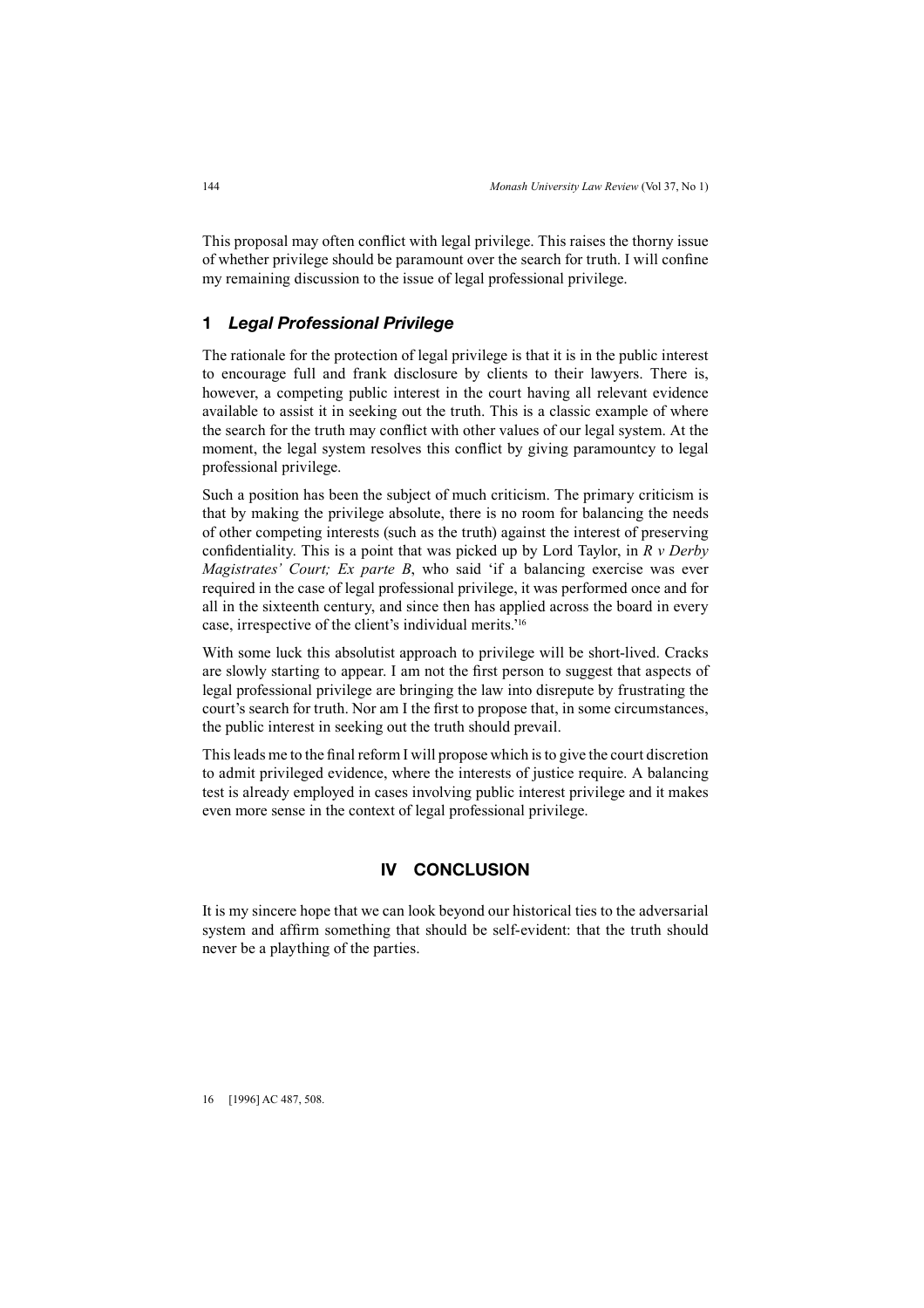This proposal may often conflict with legal privilege. This raises the thorny issue of whether privilege should be paramount over the search for truth. I will confine my remaining discussion to the issue of legal professional privilege.

### 1 *Legal Professional Privilege*

The rationale for the protection of legal privilege is that it is in the public interest to encourage full and frank disclosure by clients to their lawyers. There is, however, a competing public interest in the court having all relevant evidence available to assist it in seeking out the truth. This is a classic example of where the search for the truth may conflict with other values of our legal system. At the moment, the legal system resolves this conflict by giving paramountcy to legal professional privilege.

Such a position has been the subject of much criticism. The primary criticism is that by making the privilege absolute, there is no room for balancing the needs of other competing interests (such as the truth) against the interest of preserving confidentiality. This is a point that was picked up by Lord Taylor, in *R v Derby Magistrates' Court; Ex parte B*, who said 'if a balancing exercise was ever required in the case of legal professional privilege, it was performed once and for all in the sixteenth century, and since then has applied across the board in every case, irrespective of the client's individual merits.'[16]

With some luck this absolutist approach to privilege will be short-lived. Cracks are slowly starting to appear. I am not the first person to suggest that aspects of legal professional privilege are bringing the law into disrepute by frustrating the court's search for truth. Nor am I the first to propose that, in some circumstances, the public interest in seeking out the truth should prevail.

This leads me to the final reform I will propose which is to give the court discretion to admit privileged evidence, where the interests of justice require. A balancing test is already employed in cases involving public interest privilege and it makes even more sense in the context of legal professional privilege.

## IV CONCLUSION

It is my sincere hope that we can look beyond our historical ties to the adversarial system and affirm something that should be self-evident: that the truth should never be a plaything of the parties.

16 [1996] AC 487, 508.